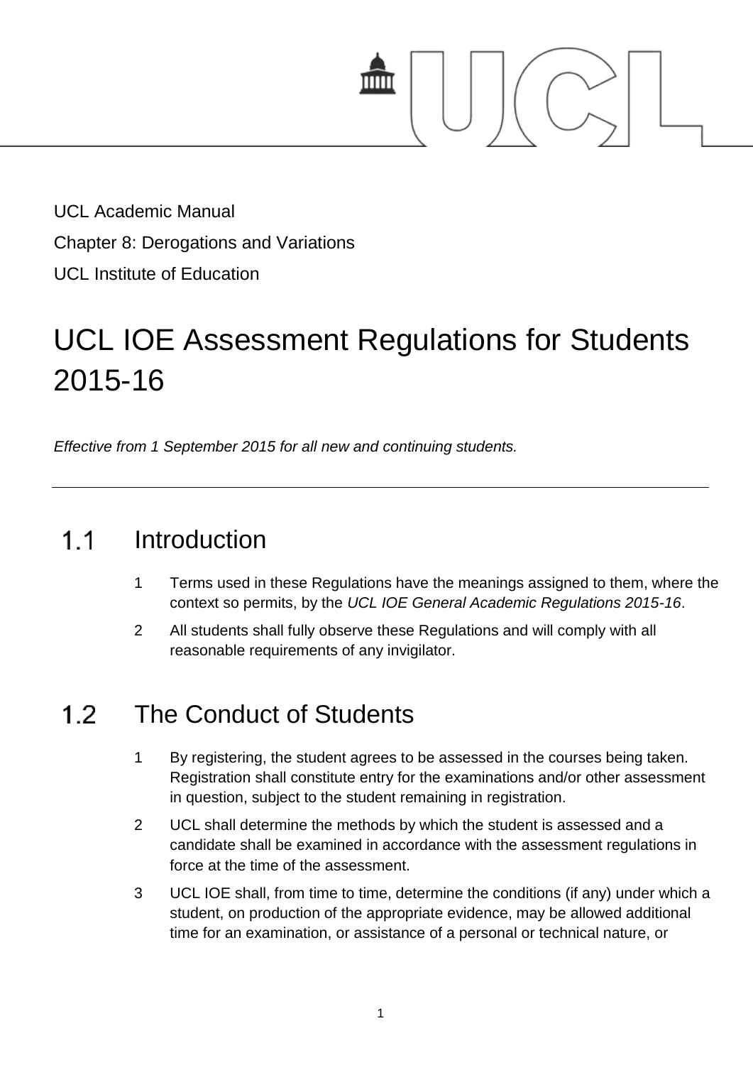UCL Academic Manual

Chapter 8: Derogations and Variations

UCL Institute of Education

# UCL IOE Assessment Regulations for Students 2015-16

*Effective from 1 September 2015 for all new and continuing students.*

---

## 1.1 Introduction

1. Terms used in these Regulations have the meanings assigned to them, where the context so permits, by the *UCL IOE General Academic Regulations 2015-16*.
2. All students shall fully observe these Regulations and will comply with all reasonable requirements of any invigilator.

## 1.2 The Conduct of Students

1. By registering, the student agrees to be assessed in the courses being taken. Registration shall constitute entry for the examinations and/or other assessment in question, subject to the student remaining in registration.
2. UCL shall determine the methods by which the student is assessed and a candidate shall be examined in accordance with the assessment regulations in force at the time of the assessment.
3. UCL IOE shall, from time to time, determine the conditions (if any) under which a student, on production of the appropriate evidence, may be allowed additional time for an examination, or assistance of a personal or technical nature, or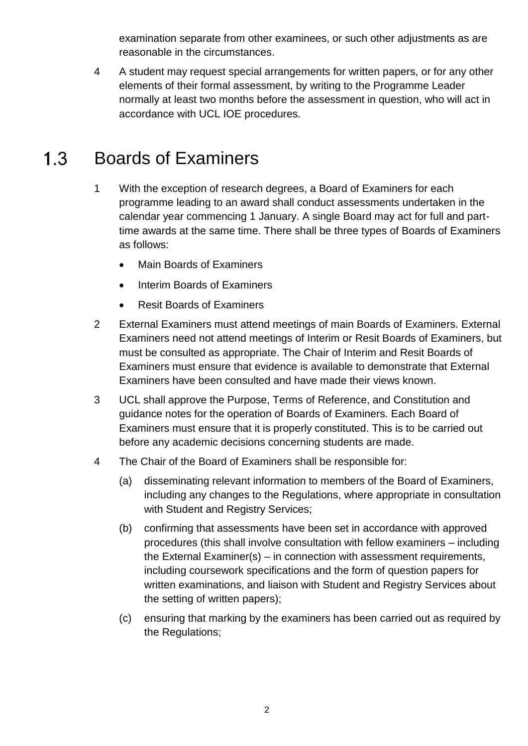examination separate from other examinees, or such other adjustments as are reasonable in the circumstances.

4 A student may request special arrangements for written papers, or for any other elements of their formal assessment, by writing to the Programme Leader normally at least two months before the assessment in question, who will act in accordance with UCL IOE procedures.

## 1.3 Boards of Examiners

1 With the exception of research degrees, a Board of Examiners for each programme leading to an award shall conduct assessments undertaken in the calendar year commencing 1 January. A single Board may act for full and part-time awards at the same time. There shall be three types of Boards of Examiners as follows:

- Main Boards of Examiners
- Interim Boards of Examiners
- Resit Boards of Examiners

2 External Examiners must attend meetings of main Boards of Examiners. External Examiners need not attend meetings of Interim or Resit Boards of Examiners, but must be consulted as appropriate. The Chair of Interim and Resit Boards of Examiners must ensure that evidence is available to demonstrate that External Examiners have been consulted and have made their views known.

3 UCL shall approve the Purpose, Terms of Reference, and Constitution and guidance notes for the operation of Boards of Examiners. Each Board of Examiners must ensure that it is properly constituted. This is to be carried out before any academic decisions concerning students are made.

4 The Chair of the Board of Examiners shall be responsible for:

(a) disseminating relevant information to members of the Board of Examiners, including any changes to the Regulations, where appropriate in consultation with Student and Registry Services;

(b) confirming that assessments have been set in accordance with approved procedures (this shall involve consultation with fellow examiners – including the External Examiner(s) – in connection with assessment requirements, including coursework specifications and the form of question papers for written examinations, and liaison with Student and Registry Services about the setting of written papers);

(c) ensuring that marking by the examiners has been carried out as required by the Regulations;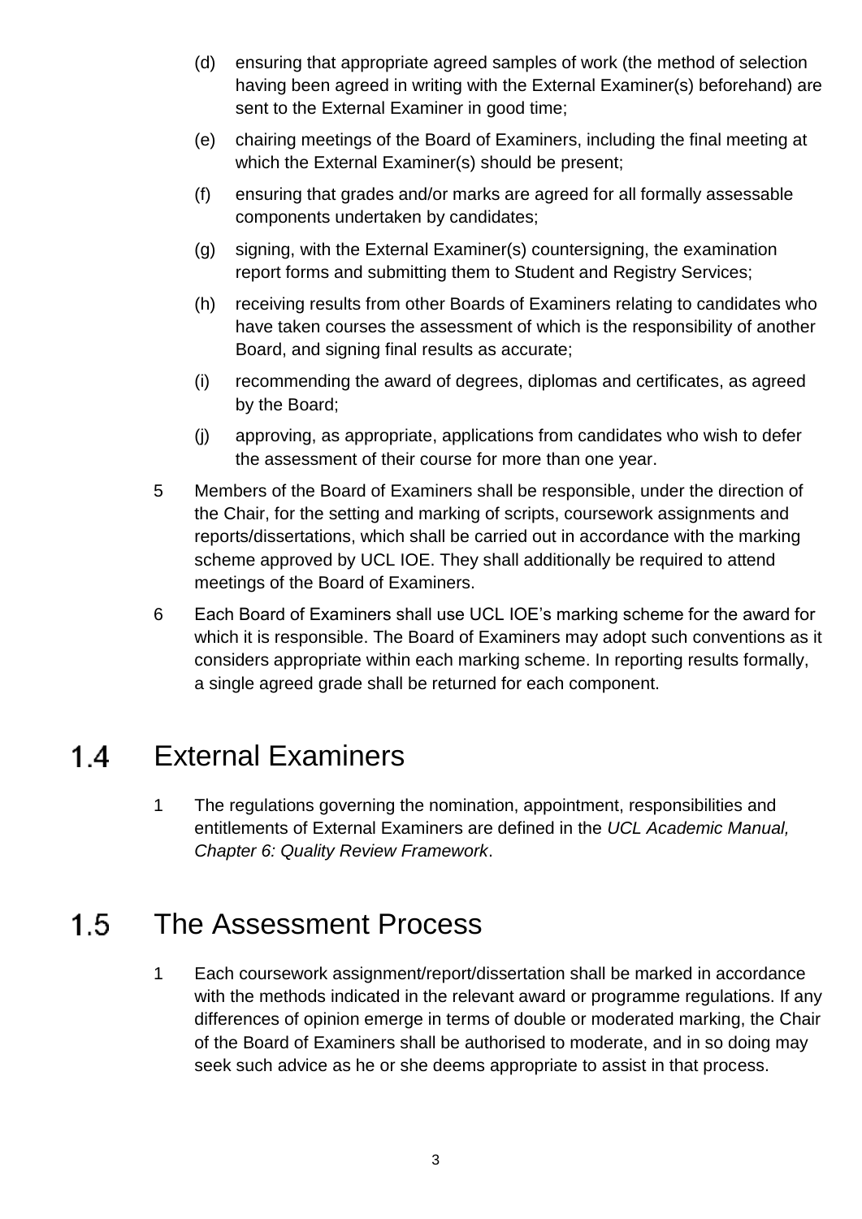(d) ensuring that appropriate agreed samples of work (the method of selection having been agreed in writing with the External Examiner(s) beforehand) are sent to the External Examiner in good time;

(e) chairing meetings of the Board of Examiners, including the final meeting at which the External Examiner(s) should be present;

(f) ensuring that grades and/or marks are agreed for all formally assessable components undertaken by candidates;

(g) signing, with the External Examiner(s) countersigning, the examination report forms and submitting them to Student and Registry Services;

(h) receiving results from other Boards of Examiners relating to candidates who have taken courses the assessment of which is the responsibility of another Board, and signing final results as accurate;

(i) recommending the award of degrees, diplomas and certificates, as agreed by the Board;

(j) approving, as appropriate, applications from candidates who wish to defer the assessment of their course for more than one year.

5 Members of the Board of Examiners shall be responsible, under the direction of the Chair, for the setting and marking of scripts, coursework assignments and reports/dissertations, which shall be carried out in accordance with the marking scheme approved by UCL IOE. They shall additionally be required to attend meetings of the Board of Examiners.

6 Each Board of Examiners shall use UCL IOE's marking scheme for the award for which it is responsible. The Board of Examiners may adopt such conventions as it considers appropriate within each marking scheme. In reporting results formally, a single agreed grade shall be returned for each component.

## 1.4 External Examiners

1 The regulations governing the nomination, appointment, responsibilities and entitlements of External Examiners are defined in the *UCL Academic Manual, Chapter 6: Quality Review Framework*.

## 1.5 The Assessment Process

1 Each coursework assignment/report/dissertation shall be marked in accordance with the methods indicated in the relevant award or programme regulations. If any differences of opinion emerge in terms of double or moderated marking, the Chair of the Board of Examiners shall be authorised to moderate, and in so doing may seek such advice as he or she deems appropriate to assist in that process.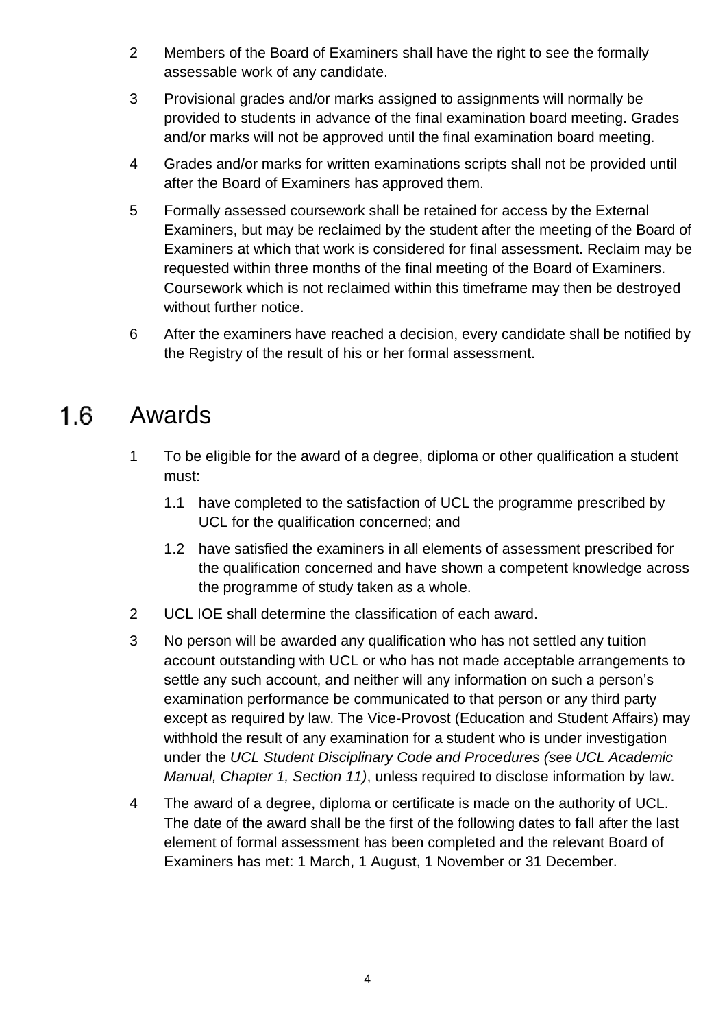2 Members of the Board of Examiners shall have the right to see the formally assessable work of any candidate.

3 Provisional grades and/or marks assigned to assignments will normally be provided to students in advance of the final examination board meeting. Grades and/or marks will not be approved until the final examination board meeting.

4 Grades and/or marks for written examinations scripts shall not be provided until after the Board of Examiners has approved them.

5 Formally assessed coursework shall be retained for access by the External Examiners, but may be reclaimed by the student after the meeting of the Board of Examiners at which that work is considered for final assessment. Reclaim may be requested within three months of the final meeting of the Board of Examiners. Coursework which is not reclaimed within this timeframe may then be destroyed without further notice.

6 After the examiners have reached a decision, every candidate shall be notified by the Registry of the result of his or her formal assessment.

## 1.6 Awards

1 To be eligible for the award of a degree, diploma or other qualification a student must:

   1.1 have completed to the satisfaction of UCL the programme prescribed by UCL for the qualification concerned; and

   1.2 have satisfied the examiners in all elements of assessment prescribed for the qualification concerned and have shown a competent knowledge across the programme of study taken as a whole.

2 UCL IOE shall determine the classification of each award.

3 No person will be awarded any qualification who has not settled any tuition account outstanding with UCL or who has not made acceptable arrangements to settle any such account, and neither will any information on such a person's examination performance be communicated to that person or any third party except as required by law. The Vice-Provost (Education and Student Affairs) may withhold the result of any examination for a student who is under investigation under the *UCL Student Disciplinary Code and Procedures (see UCL Academic Manual, Chapter 1, Section 11)*, unless required to disclose information by law.

4 The award of a degree, diploma or certificate is made on the authority of UCL. The date of the award shall be the first of the following dates to fall after the last element of formal assessment has been completed and the relevant Board of Examiners has met: 1 March, 1 August, 1 November or 31 December.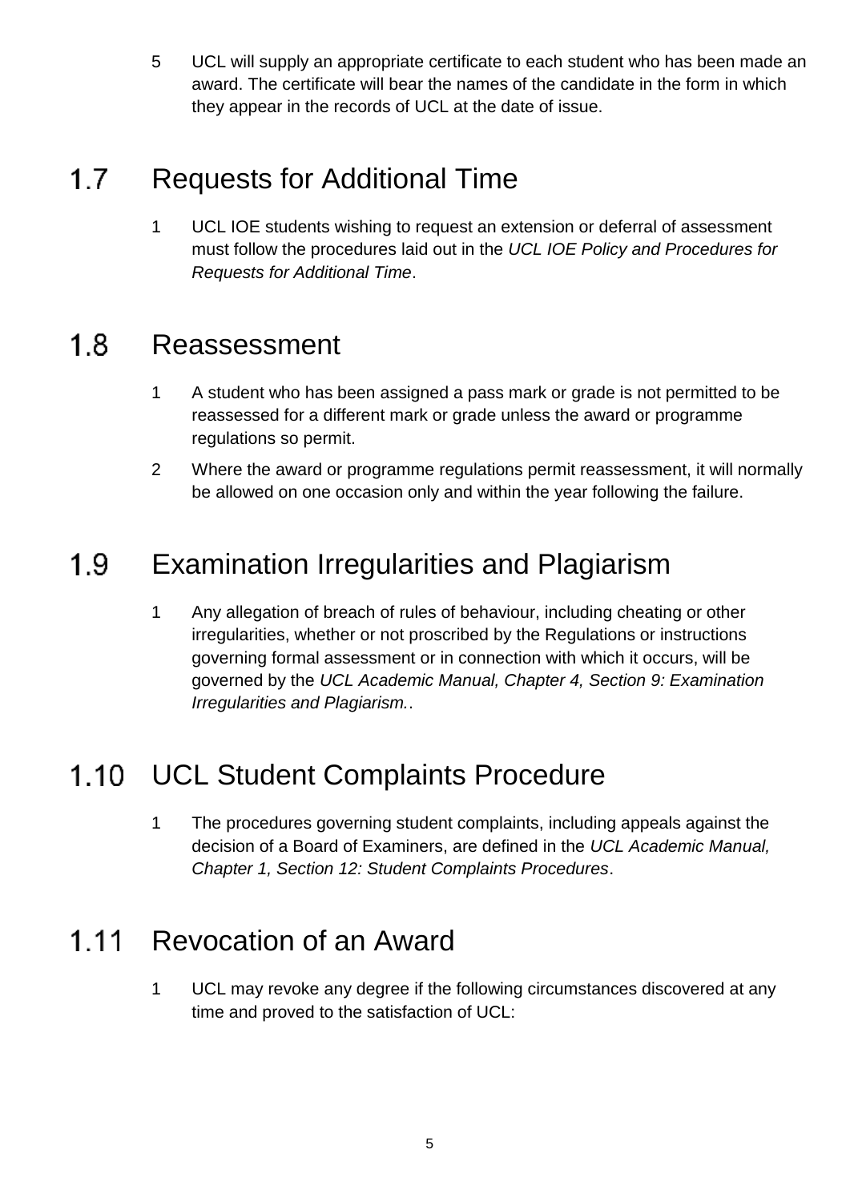5 UCL will supply an appropriate certificate to each student who has been made an award. The certificate will bear the names of the candidate in the form in which they appear in the records of UCL at the date of issue.

## 1.7 Requests for Additional Time

1 UCL IOE students wishing to request an extension or deferral of assessment must follow the procedures laid out in the *UCL IOE Policy and Procedures for Requests for Additional Time*.

## 1.8 Reassessment

1 A student who has been assigned a pass mark or grade is not permitted to be reassessed for a different mark or grade unless the award or programme regulations so permit.

2 Where the award or programme regulations permit reassessment, it will normally be allowed on one occasion only and within the year following the failure.

## 1.9 Examination Irregularities and Plagiarism

1 Any allegation of breach of rules of behaviour, including cheating or other irregularities, whether or not proscribed by the Regulations or instructions governing formal assessment or in connection with which it occurs, will be governed by the *UCL Academic Manual, Chapter 4, Section 9: Examination Irregularities and Plagiarism.*.

## 1.10 UCL Student Complaints Procedure

1 The procedures governing student complaints, including appeals against the decision of a Board of Examiners, are defined in the *UCL Academic Manual, Chapter 1, Section 12: Student Complaints Procedures*.

## 1.11 Revocation of an Award

1 UCL may revoke any degree if the following circumstances discovered at any time and proved to the satisfaction of UCL: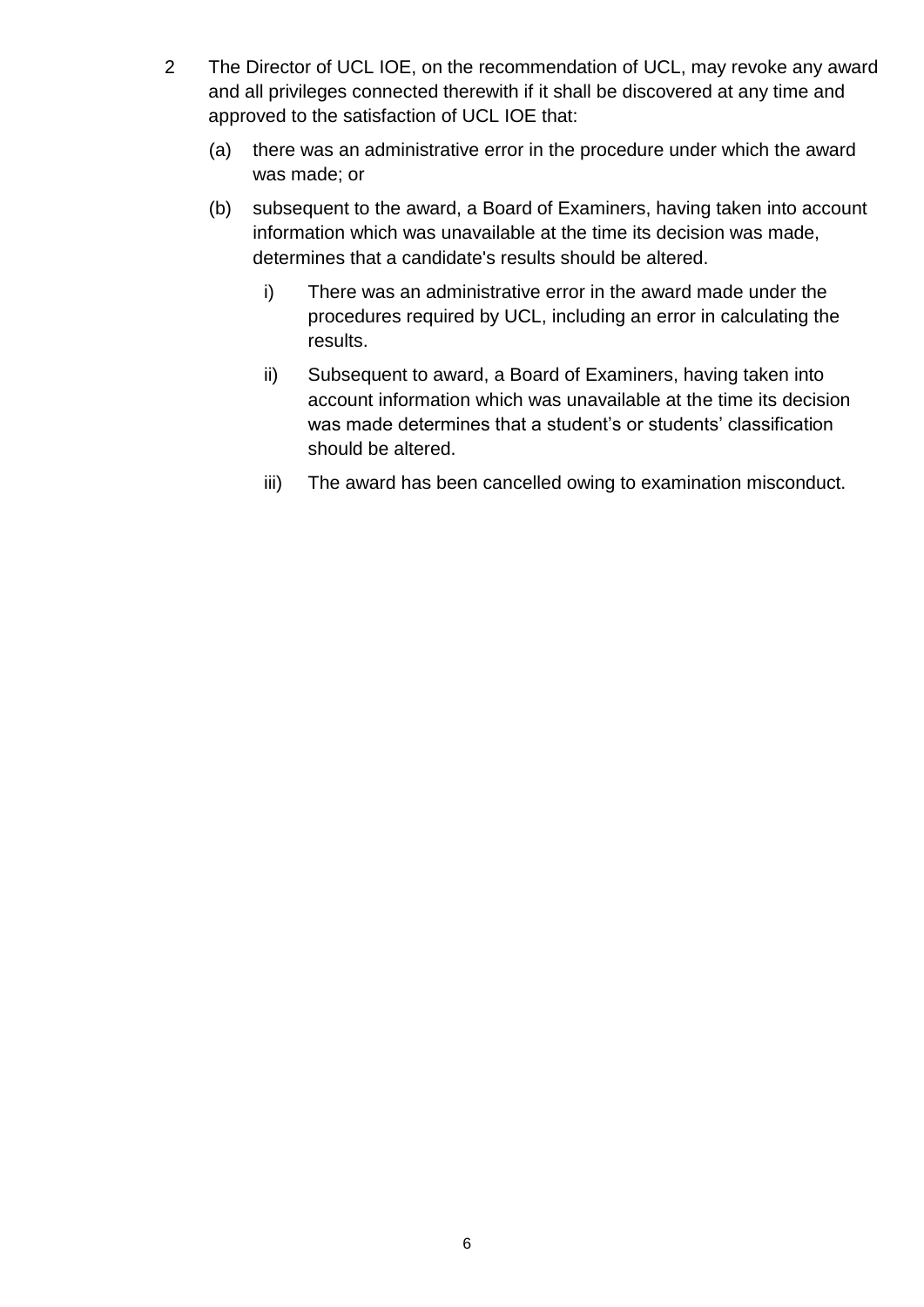2. The Director of UCL IOE, on the recommendation of UCL, may revoke any award and all privileges connected therewith if it shall be discovered at any time and approved to the satisfaction of UCL IOE that:

   (a) there was an administrative error in the procedure under which the award was made; or

   (b) subsequent to the award, a Board of Examiners, having taken into account information which was unavailable at the time its decision was made, determines that a candidate's results should be altered.

      i) There was an administrative error in the award made under the procedures required by UCL, including an error in calculating the results.

      ii) Subsequent to award, a Board of Examiners, having taken into account information which was unavailable at the time its decision was made determines that a student's or students' classification should be altered.

      iii) The award has been cancelled owing to examination misconduct.